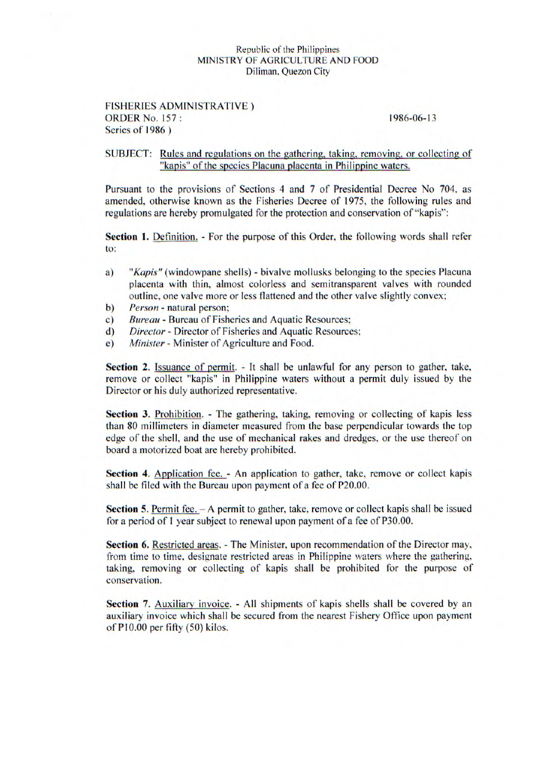Republic of the Philippines
MINISTRY OF AGRICULTURE AND FOOD
Diliman, Quezon City

FISHERIES ADMINISTRATIVE )
ORDER No. 157 :
Series of 1986 )

1986-06-13

SUBJECT: Rules and regulations on the gathering, taking, removing, or collecting of "kapis" of the species Placuna placenta in Philippine waters.

Pursuant to the provisions of Sections 4 and 7 of Presidential Decree No 704, as amended, otherwise known as the Fisheries Decree of 1975, the following rules and regulations are hereby promulgated for the protection and conservation of "kapis":

**Section 1.** Definition. - For the purpose of this Order, the following words shall refer to:

a) *"Kapis"* (windowpane shells) - bivalve mollusks belonging to the species Placuna placenta with thin, almost colorless and semitransparent valves with rounded outline, one valve more or less flattened and the other valve slightly convex;
b) *Person* - natural person;
c) *Bureau* - Bureau of Fisheries and Aquatic Resources;
d) *Director* - Director of Fisheries and Aquatic Resources;
e) *Minister* - Minister of Agriculture and Food.

**Section 2.** Issuance of permit. - It shall be unlawful for any person to gather, take, remove or collect "kapis" in Philippine waters without a permit duly issued by the Director or his duly authorized representative.

**Section 3.** Prohibition. - The gathering, taking, removing or collecting of kapis less than 80 millimeters in diameter measured from the base perpendicular towards the top edge of the shell, and the use of mechanical rakes and dredges, or the use thereof on board a motorized boat are hereby prohibited.

**Section 4**. Application fee. - An application to gather, take, remove or collect kapis shall be filed with the Bureau upon payment of a fee of P20.00.

**Section 5**. Permit fee. – A permit to gather, take, remove or collect kapis shall be issued for a period of 1 year subject to renewal upon payment of a fee of P30.00.

**Section 6.** Restricted areas. - The Minister, upon recommendation of the Director may, from time to time, designate restricted areas in Philippine waters where the gathering, taking, removing or collecting of kapis shall be prohibited for the purpose of conservation.

**Section 7.** Auxiliary invoice. - All shipments of kapis shells shall be covered by an auxiliary invoice which shall be secured from the nearest Fishery Office upon payment of P10.00 per fifty (50) kilos.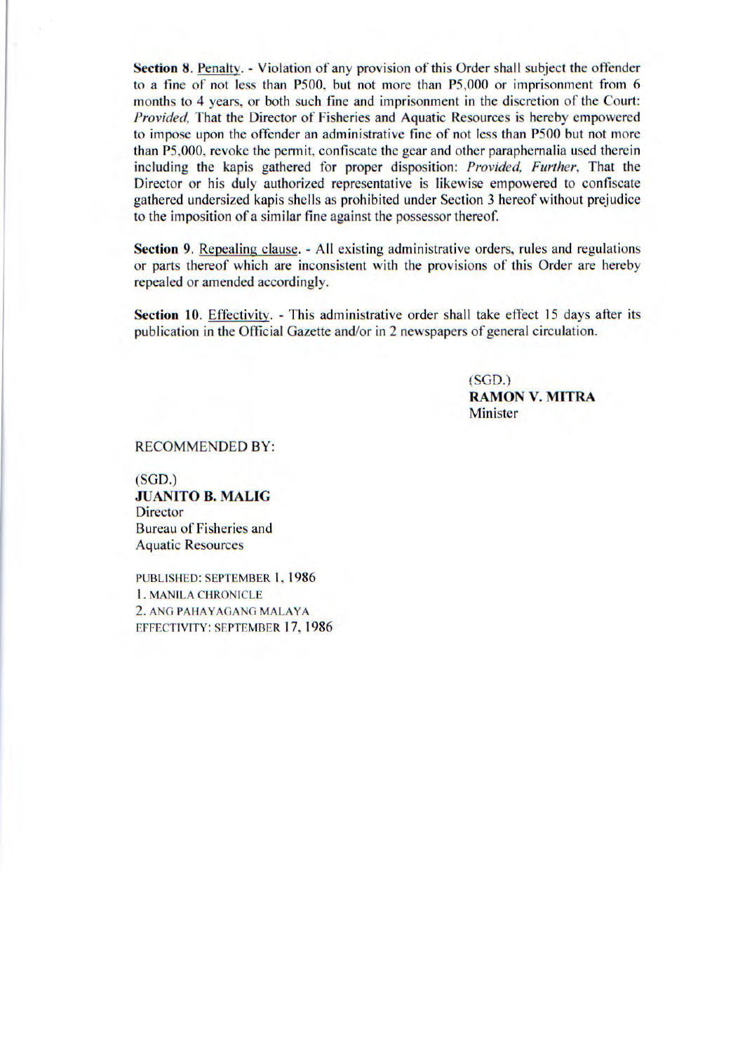**Section 8**. Penalty. - Violation of any provision of this Order shall subject the offender to a fine of not less than P500, but not more than P5,000 or imprisonment from 6 months to 4 years, or both such fine and imprisonment in the discretion of the Court: *Provided,* That the Director of Fisheries and Aquatic Resources is hereby empowered to impose upon the offender an administrative fine of not less than P500 but not more than P5,000, revoke the permit, confiscate the gear and other paraphernalia used therein including the kapis gathered for proper disposition: *Provided, Further,* That the Director or his duly authorized representative is likewise empowered to confiscate gathered undersized kapis shells as prohibited under Section 3 hereof without prejudice to the imposition of a similar fine against the possessor thereof.

**Section 9**. Repealing clause. - All existing administrative orders, rules and regulations or parts thereof which are inconsistent with the provisions of this Order are hereby repealed or amended accordingly.

**Section 10**. Effectivity. - This administrative order shall take effect 15 days after its publication in the Official Gazette and/or in 2 newspapers of general circulation.

(SGD.)
**RAMON V. MITRA**
Minister

RECOMMENDED BY:

(SGD.)
**JUANITO B. MALIG**
Director
Bureau of Fisheries and
Aquatic Resources

PUBLISHED: SEPTEMBER 1, 1986
1. MANILA CHRONICLE
2. ANG PAHAYAGANG MALAYA
EFFECTIVITY: SEPTEMBER 17, 1986